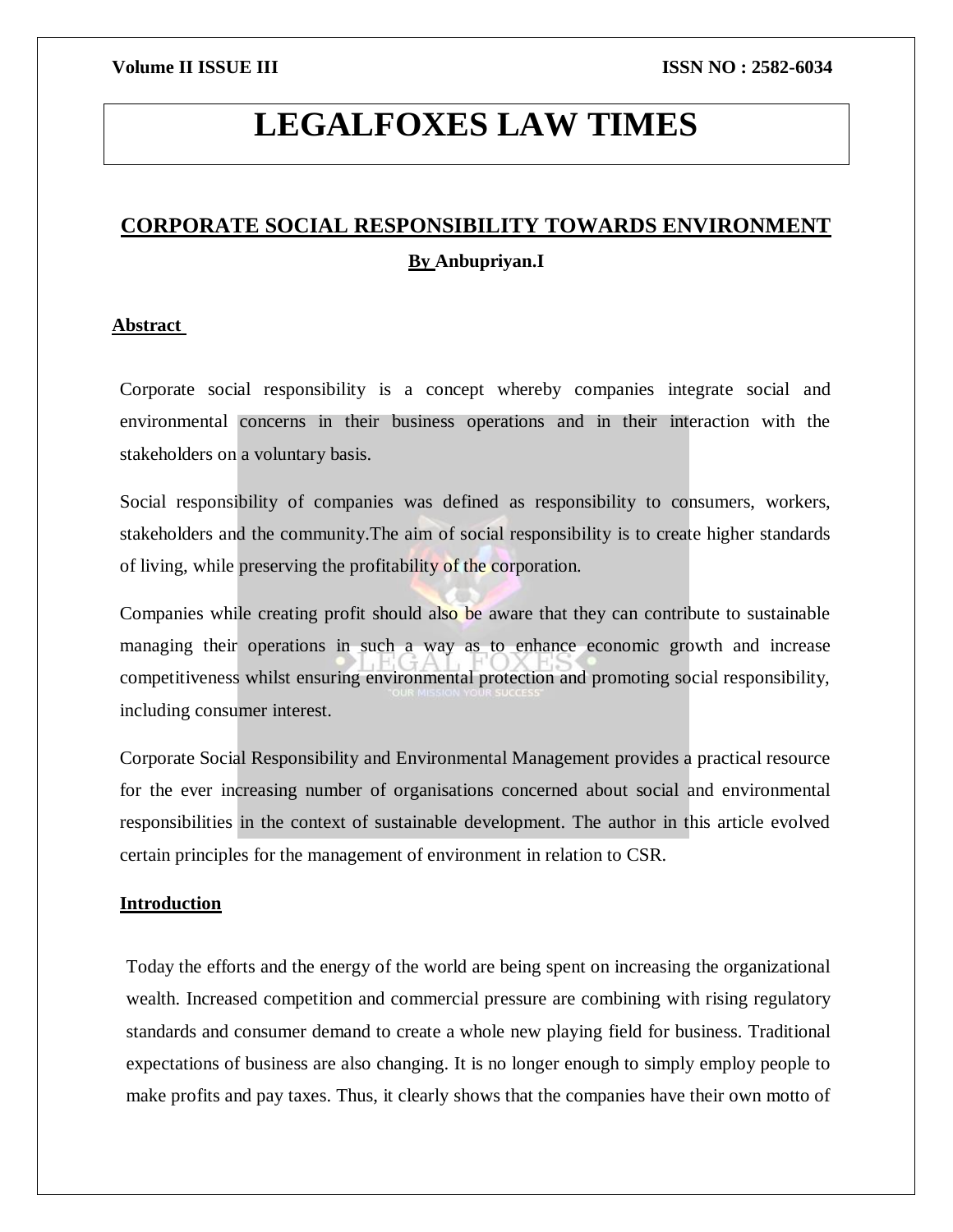# LEGALFOXES LAW TIMES

## CORPORATE SOCIAL RESPONSIBILITY TOWARDS ENVIRONMENT

**By Anbupriyan.I**

### Abstract

Corporate social responsibility is a concept whereby companies integrate social and environmental concerns in their business operations and in their interaction with the stakeholders on a voluntary basis.

Social responsibility of companies was defined as responsibility to consumers, workers, stakeholders and the community.The aim of social responsibility is to create higher standards of living, while preserving the profitability of the corporation.

Companies while creating profit should also be aware that they can contribute to sustainable managing their operations in such a way as to enhance economic growth and increase competitiveness whilst ensuring environmental protection and promoting social responsibility, including consumer interest.

Corporate Social Responsibility and Environmental Management provides a practical resource for the ever increasing number of organisations concerned about social and environmental responsibilities in the context of sustainable development. The author in this article evolved certain principles for the management of environment in relation to CSR.

### Introduction

Today the efforts and the energy of the world are being spent on increasing the organizational wealth. Increased competition and commercial pressure are combining with rising regulatory standards and consumer demand to create a whole new playing field for business. Traditional expectations of business are also changing. It is no longer enough to simply employ people to make profits and pay taxes. Thus, it clearly shows that the companies have their own motto of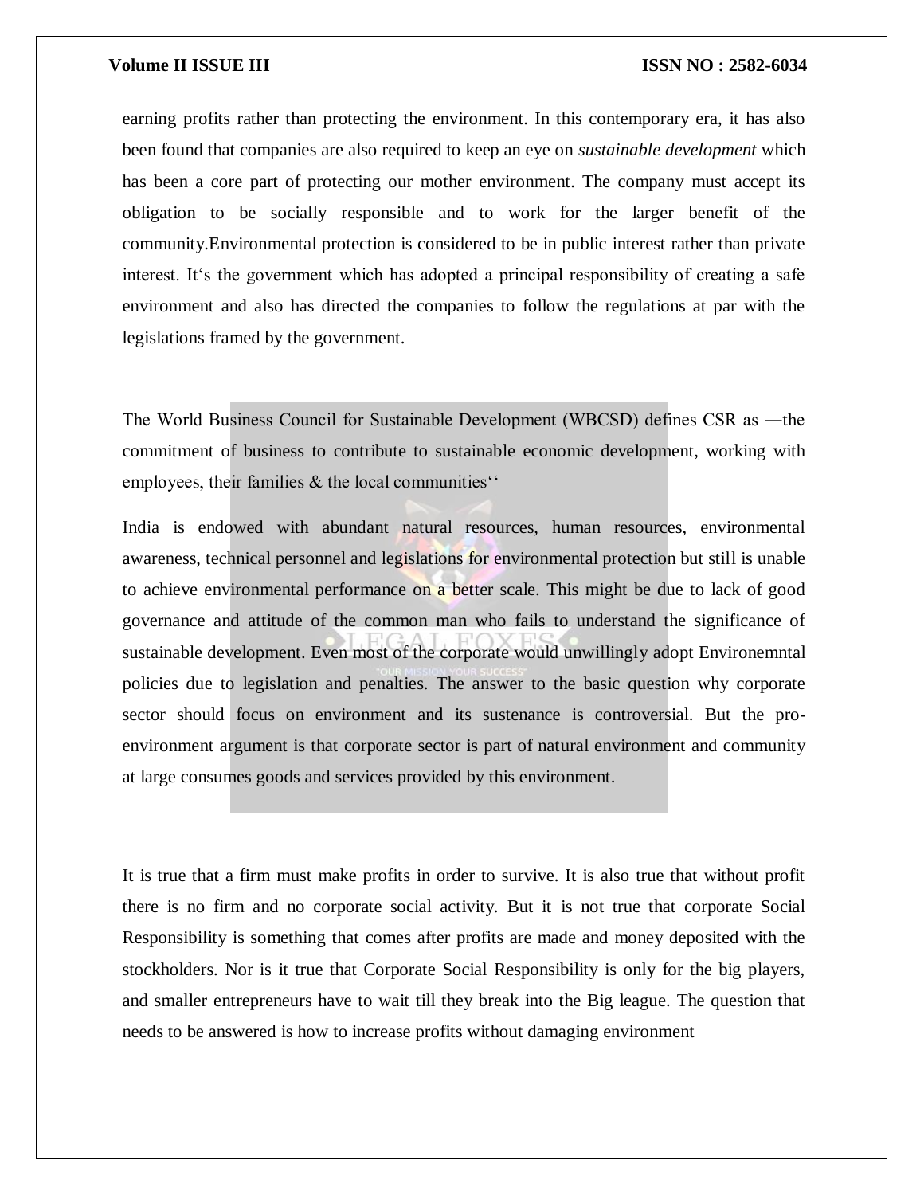earning profits rather than protecting the environment. In this contemporary era, it has also been found that companies are also required to keep an eye on *sustainable development* which has been a core part of protecting our mother environment. The company must accept its obligation to be socially responsible and to work for the larger benefit of the community.Environmental protection is considered to be in public interest rather than private interest. It‘s the government which has adopted a principal responsibility of creating a safe environment and also has directed the companies to follow the regulations at par with the legislations framed by the government.

The World Business Council for Sustainable Development (WBCSD) defines CSR as ―the commitment of business to contribute to sustainable economic development, working with employees, their families & the local communities‘‘

India is endowed with abundant natural resources, human resources, environmental awareness, technical personnel and legislations for environmental protection but still is unable to achieve environmental performance on a better scale. This might be due to lack of good governance and attitude of the common man who fails to understand the significance of sustainable development. Even most of the corporate would unwillingly adopt Environemntal policies due to legislation and penalties. The answer to the basic question why corporate sector should focus on environment and its sustenance is controversial. But the pro-environment argument is that corporate sector is part of natural environment and community at large consumes goods and services provided by this environment.

It is true that a firm must make profits in order to survive. It is also true that without profit there is no firm and no corporate social activity. But it is not true that corporate Social Responsibility is something that comes after profits are made and money deposited with the stockholders. Nor is it true that Corporate Social Responsibility is only for the big players, and smaller entrepreneurs have to wait till they break into the Big league. The question that needs to be answered is how to increase profits without damaging environment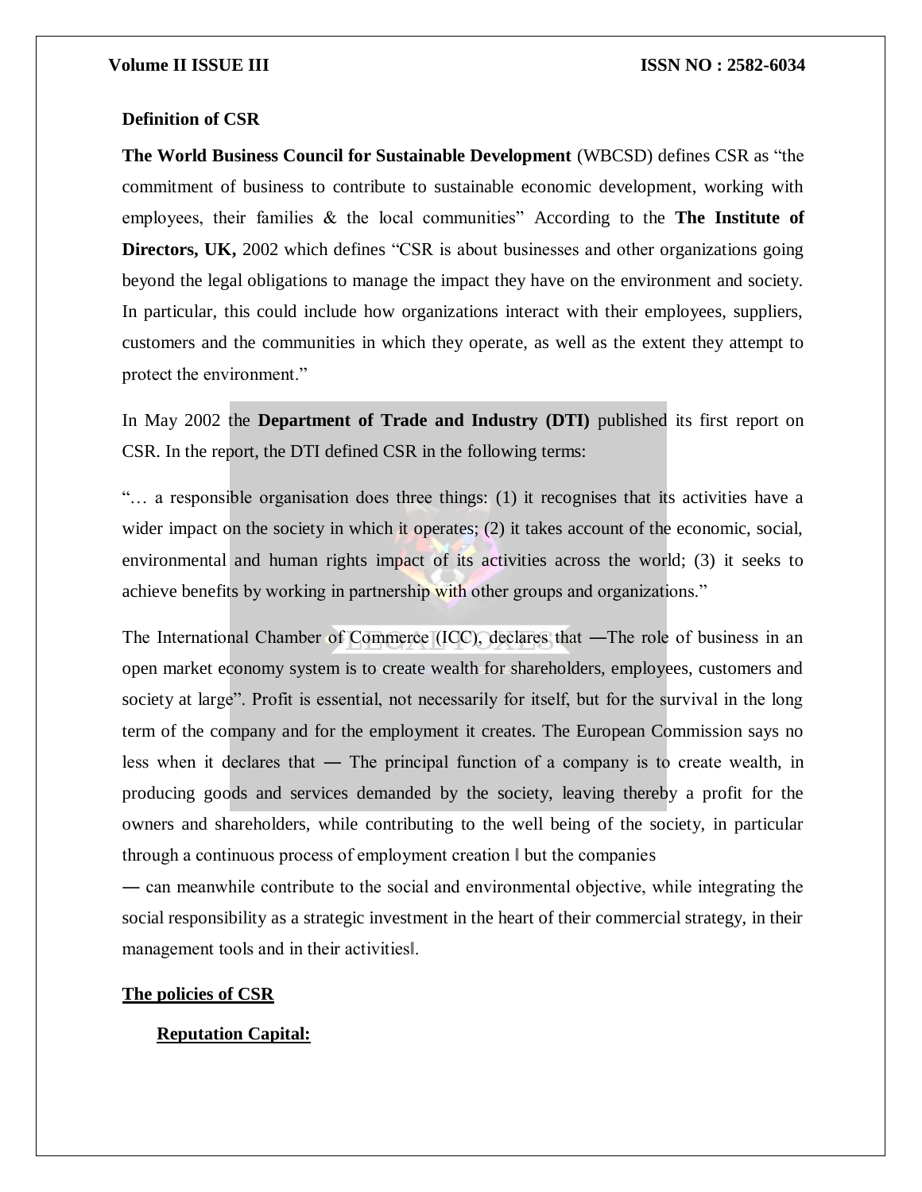**Definition of CSR**

**The World Business Council for Sustainable Development** (WBCSD) defines CSR as "the commitment of business to contribute to sustainable economic development, working with employees, their families & the local communities" According to the **The Institute of Directors, UK,** 2002 which defines "CSR is about businesses and other organizations going beyond the legal obligations to manage the impact they have on the environment and society. In particular, this could include how organizations interact with their employees, suppliers, customers and the communities in which they operate, as well as the extent they attempt to protect the environment."

In May 2002 the **Department of Trade and Industry (DTI)** published its first report on CSR. In the report, the DTI defined CSR in the following terms:

"… a responsible organisation does three things: (1) it recognises that its activities have a wider impact on the society in which it operates; (2) it takes account of the economic, social, environmental and human rights impact of its activities across the world; (3) it seeks to achieve benefits by working in partnership with other groups and organizations."

The International Chamber of Commerce (ICC), declares that ―The role of business in an open market economy system is to create wealth for shareholders, employees, customers and society at large". Profit is essential, not necessarily for itself, but for the survival in the long term of the company and for the employment it creates. The European Commission says no less when it declares that ― The principal function of a company is to create wealth, in producing goods and services demanded by the society, leaving thereby a profit for the owners and shareholders, while contributing to the well being of the society, in particular through a continuous process of employment creation ‖ but the companies ― can meanwhile contribute to the social and environmental objective, while integrating the social responsibility as a strategic investment in the heart of their commercial strategy, in their management tools and in their activities‖.

**The policies of CSR**

**Reputation Capital:**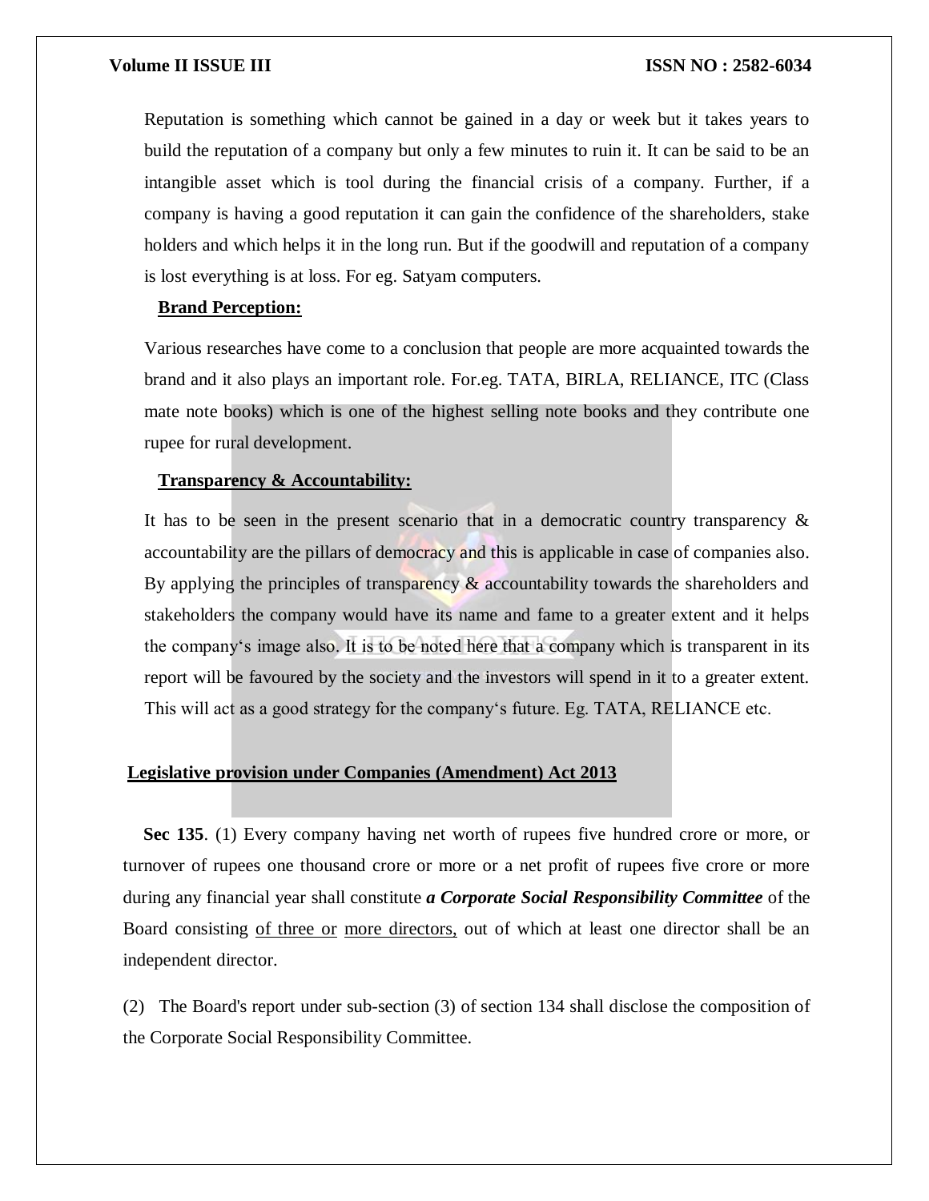Reputation is something which cannot be gained in a day or week but it takes years to build the reputation of a company but only a few minutes to ruin it. It can be said to be an intangible asset which is tool during the financial crisis of a company. Further, if a company is having a good reputation it can gain the confidence of the shareholders, stake holders and which helps it in the long run. But if the goodwill and reputation of a company is lost everything is at loss. For eg. Satyam computers.

**Brand Perception:**

Various researches have come to a conclusion that people are more acquainted towards the brand and it also plays an important role. For.eg. TATA, BIRLA, RELIANCE, ITC (Class mate note books) which is one of the highest selling note books and they contribute one rupee for rural development.

**Transparency & Accountability:**

It has to be seen in the present scenario that in a democratic country transparency & accountability are the pillars of democracy and this is applicable in case of companies also. By applying the principles of transparency & accountability towards the shareholders and stakeholders the company would have its name and fame to a greater extent and it helps the company's image also. It is to be noted here that a company which is transparent in its report will be favoured by the society and the investors will spend in it to a greater extent. This will act as a good strategy for the company's future. Eg. TATA, RELIANCE etc.

## Legislative provision under Companies (Amendment) Act 2013

**Sec 135**. (1) Every company having net worth of rupees five hundred crore or more, or turnover of rupees one thousand crore or more or a net profit of rupees five crore or more during any financial year shall constitute ***a Corporate Social Responsibility Committee*** of the Board consisting of three or more directors, out of which at least one director shall be an independent director.

(2) The Board's report under sub-section (3) of section 134 shall disclose the composition of the Corporate Social Responsibility Committee.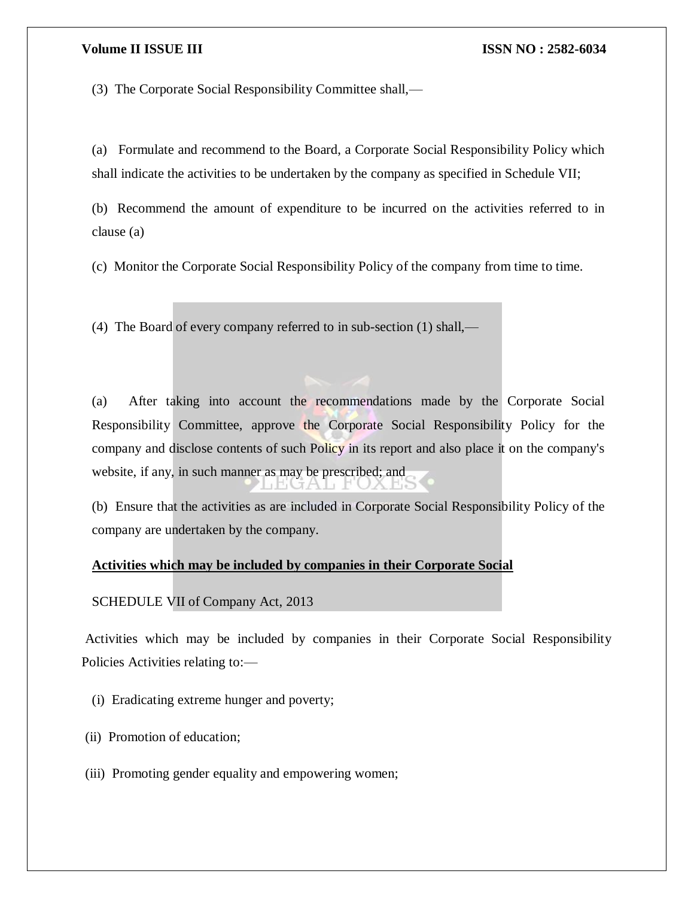(3) The Corporate Social Responsibility Committee shall,—

(a) Formulate and recommend to the Board, a Corporate Social Responsibility Policy which shall indicate the activities to be undertaken by the company as specified in Schedule VII;

(b) Recommend the amount of expenditure to be incurred on the activities referred to in clause (a)

(c) Monitor the Corporate Social Responsibility Policy of the company from time to time.

(4) The Board of every company referred to in sub-section (1) shall,—

(a) After taking into account the recommendations made by the Corporate Social Responsibility Committee, approve the Corporate Social Responsibility Policy for the company and disclose contents of such Policy in its report and also place it on the company's website, if any, in such manner as may be prescribed; and

(b) Ensure that the activities as are included in Corporate Social Responsibility Policy of the company are undertaken by the company.

**<u>Activities which may be included by companies in their Corporate Social</u>**

SCHEDULE VII of Company Act, 2013

Activities which may be included by companies in their Corporate Social Responsibility Policies Activities relating to:—

(i) Eradicating extreme hunger and poverty;

(ii) Promotion of education;

(iii) Promoting gender equality and empowering women;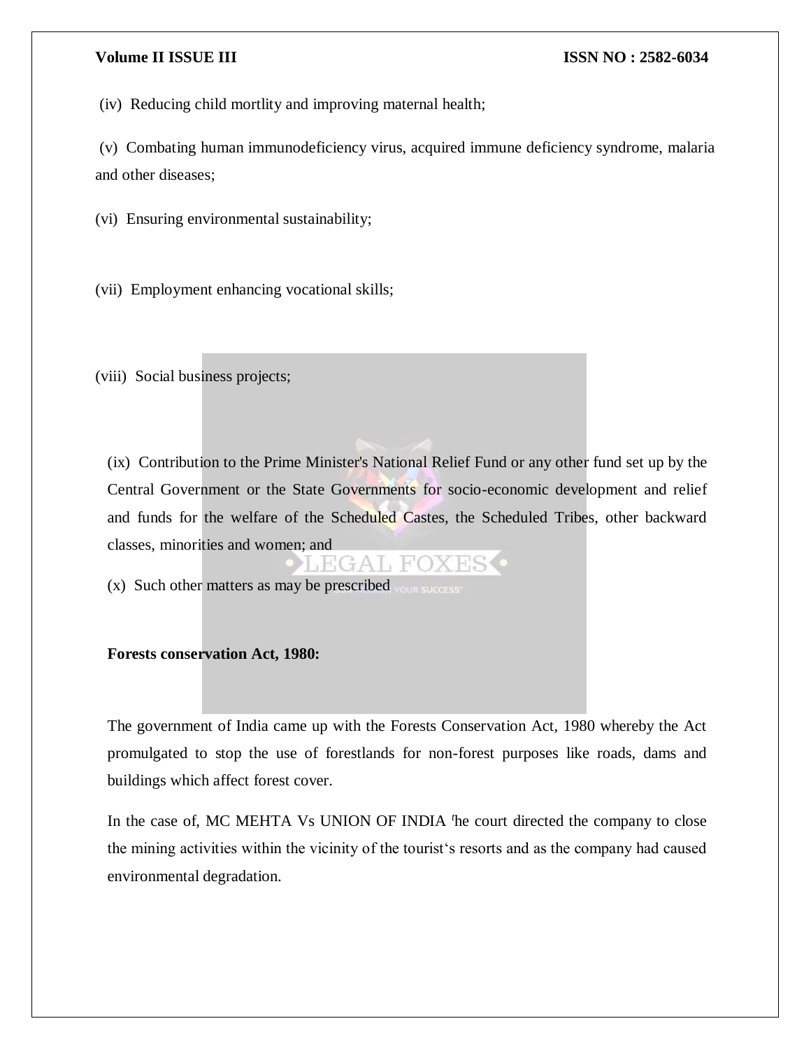(iv) Reducing child mortlity and improving maternal health;

(v) Combating human immunodeficiency virus, acquired immune deficiency syndrome, malaria and other diseases;

(vi) Ensuring environmental sustainability;

(vii) Employment enhancing vocational skills;

(viii) Social business projects;

(ix) Contribution to the Prime Minister's National Relief Fund or any other fund set up by the Central Government or the State Governments for socio-economic development and relief and funds for the welfare of the Scheduled Castes, the Scheduled Tribes, other backward classes, minorities and women; and

(x) Such other matters as may be prescribed

**Forests conservation Act, 1980:**

The government of India came up with the Forests Conservation Act, 1980 whereby the Act promulgated to stop the use of forestlands for non-forest purposes like roads, dams and buildings which affect forest cover.

In the case of, MC MEHTA Vs UNION OF INDIA the court directed the company to close the mining activities within the vicinity of the tourist's resorts and as the company had caused environmental degradation.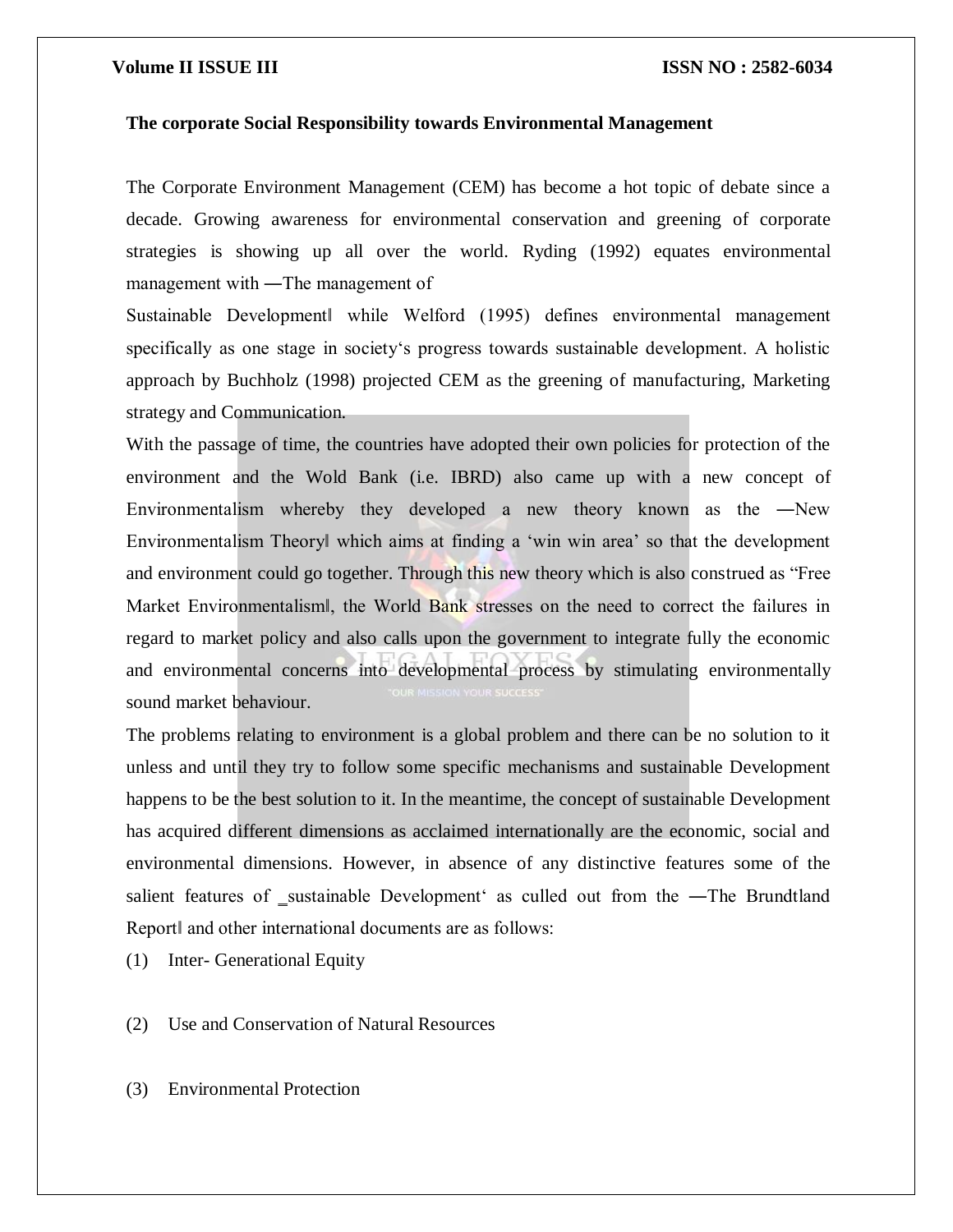**The corporate Social Responsibility towards Environmental Management**

The Corporate Environment Management (CEM) has become a hot topic of debate since a decade. Growing awareness for environmental conservation and greening of corporate strategies is showing up all over the world. Ryding (1992) equates environmental management with ―The management of Sustainable Development‖ while Welford (1995) defines environmental management specifically as one stage in society‘s progress towards sustainable development. A holistic approach by Buchholz (1998) projected CEM as the greening of manufacturing, Marketing strategy and Communication.

With the passage of time, the countries have adopted their own policies for protection of the environment and the Wold Bank (i.e. IBRD) also came up with a new concept of Environmentalism whereby they developed a new theory known as the ―New Environmentalism Theory‖ which aims at finding a 'win win area' so that the development and environment could go together. Through this new theory which is also construed as "Free Market Environmentalism‖, the World Bank stresses on the need to correct the failures in regard to market policy and also calls upon the government to integrate fully the economic and environmental concerns into developmental process by stimulating environmentally sound market behaviour.

The problems relating to environment is a global problem and there can be no solution to it unless and until they try to follow some specific mechanisms and sustainable Development happens to be the best solution to it. In the meantime, the concept of sustainable Development has acquired different dimensions as acclaimed internationally are the economic, social and environmental dimensions. However, in absence of any distinctive features some of the salient features of _sustainable Development‘ as culled out from the ―The Brundtland Report‖ and other international documents are as follows:

(1) Inter- Generational Equity

(2) Use and Conservation of Natural Resources

(3) Environmental Protection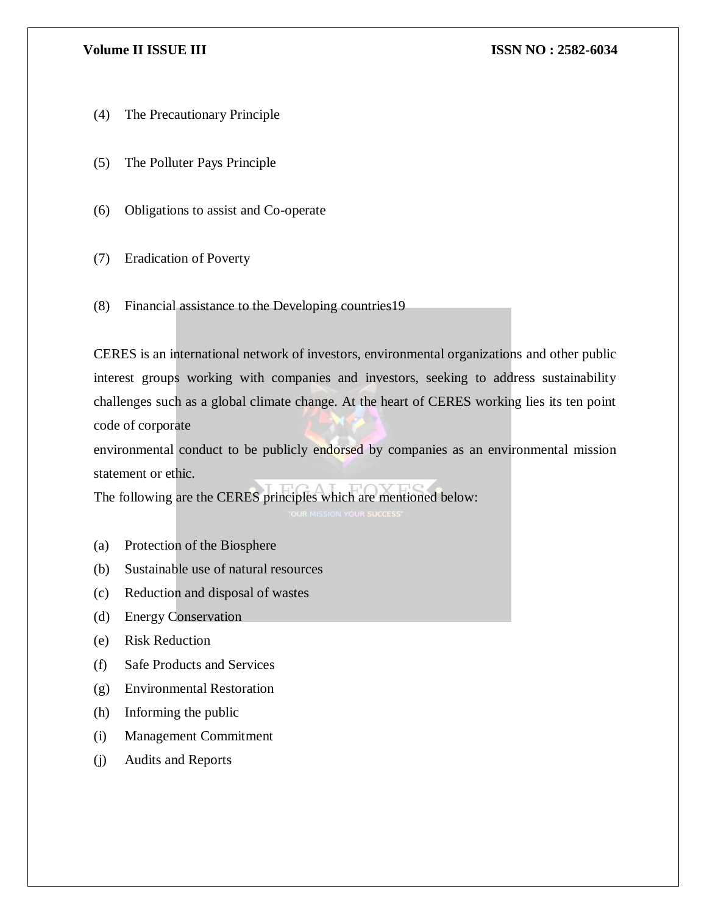(4) The Precautionary Principle

(5) The Polluter Pays Principle

(6) Obligations to assist and Co-operate

(7) Eradication of Poverty

(8) Financial assistance to the Developing countries[19]

CERES is an international network of investors, environmental organizations and other public interest groups working with companies and investors, seeking to address sustainability challenges such as a global climate change. At the heart of CERES working lies its ten point code of corporate environmental conduct to be publicly endorsed by companies as an environmental mission statement or ethic.

The following are the CERES principles which are mentioned below:

(a) Protection of the Biosphere
(b) Sustainable use of natural resources
(c) Reduction and disposal of wastes
(d) Energy Conservation
(e) Risk Reduction
(f) Safe Products and Services
(g) Environmental Restoration
(h) Informing the public
(i) Management Commitment
(j) Audits and Reports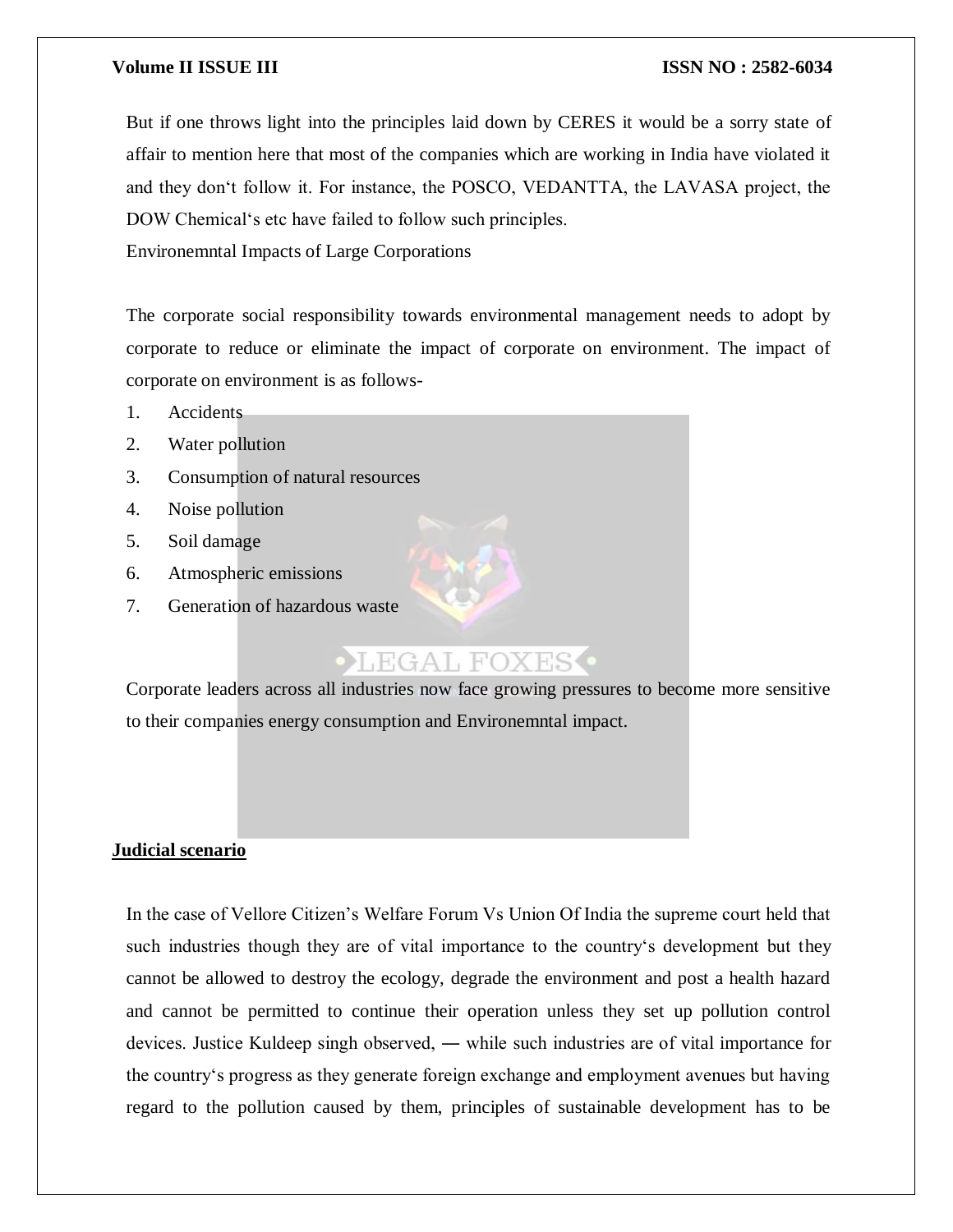But if one throws light into the principles laid down by CERES it would be a sorry state of affair to mention here that most of the companies which are working in India have violated it and they don't follow it. For instance, the POSCO, VEDANTTA, the LAVASA project, the DOW Chemical's etc have failed to follow such principles.

Environemntal Impacts of Large Corporations

The corporate social responsibility towards environmental management needs to adopt by corporate to reduce or eliminate the impact of corporate on environment. The impact of corporate on environment is as follows-

1. Accidents
2. Water pollution
3. Consumption of natural resources
4. Noise pollution
5. Soil damage
6. Atmospheric emissions
7. Generation of hazardous waste

Corporate leaders across all industries now face growing pressures to become more sensitive to their companies energy consumption and Environemntal impact.

## Judicial scenario

In the case of Vellore Citizen's Welfare Forum Vs Union Of India the supreme court held that such industries though they are of vital importance to the country's development but they cannot be allowed to destroy the ecology, degrade the environment and post a health hazard and cannot be permitted to continue their operation unless they set up pollution control devices. Justice Kuldeep singh observed, ― while such industries are of vital importance for the country's progress as they generate foreign exchange and employment avenues but having regard to the pollution caused by them, principles of sustainable development has to be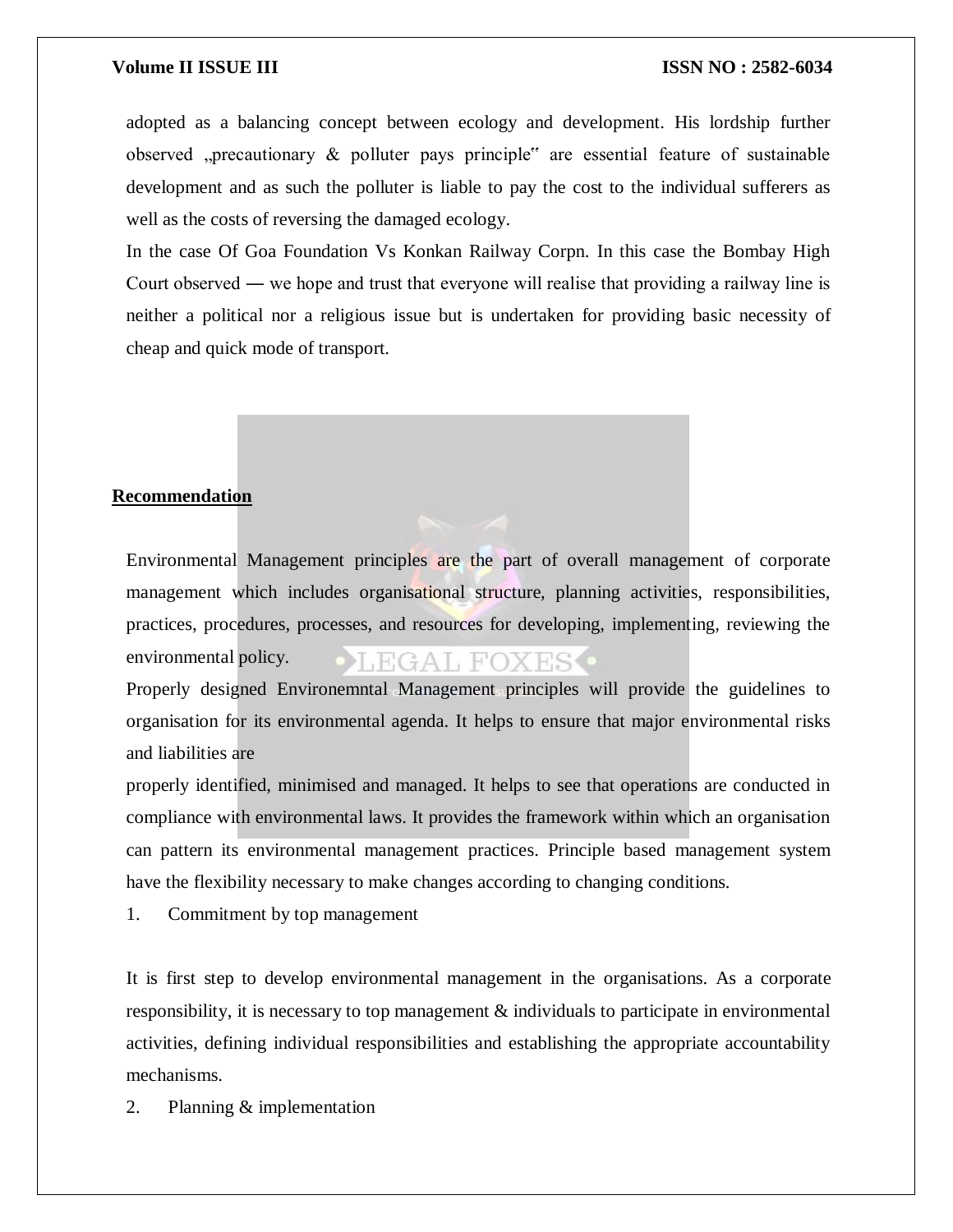adopted as a balancing concept between ecology and development. His lordship further observed „precautionary & polluter pays principle" are essential feature of sustainable development and as such the polluter is liable to pay the cost to the individual sufferers as well as the costs of reversing the damaged ecology.

In the case Of Goa Foundation Vs Konkan Railway Corpn. In this case the Bombay High Court observed ― we hope and trust that everyone will realise that providing a railway line is neither a political nor a religious issue but is undertaken for providing basic necessity of cheap and quick mode of transport.

## Recommendation

Environmental Management principles are the part of overall management of corporate management which includes organisational structure, planning activities, responsibilities, practices, procedures, processes, and resources for developing, implementing, reviewing the environmental policy.

Properly designed Environemntal Management principles will provide the guidelines to organisation for its environmental agenda. It helps to ensure that major environmental risks and liabilities are

properly identified, minimised and managed. It helps to see that operations are conducted in compliance with environmental laws. It provides the framework within which an organisation can pattern its environmental management practices. Principle based management system have the flexibility necessary to make changes according to changing conditions.

1. Commitment by top management

It is first step to develop environmental management in the organisations. As a corporate responsibility, it is necessary to top management & individuals to participate in environmental activities, defining individual responsibilities and establishing the appropriate accountability mechanisms.

2. Planning & implementation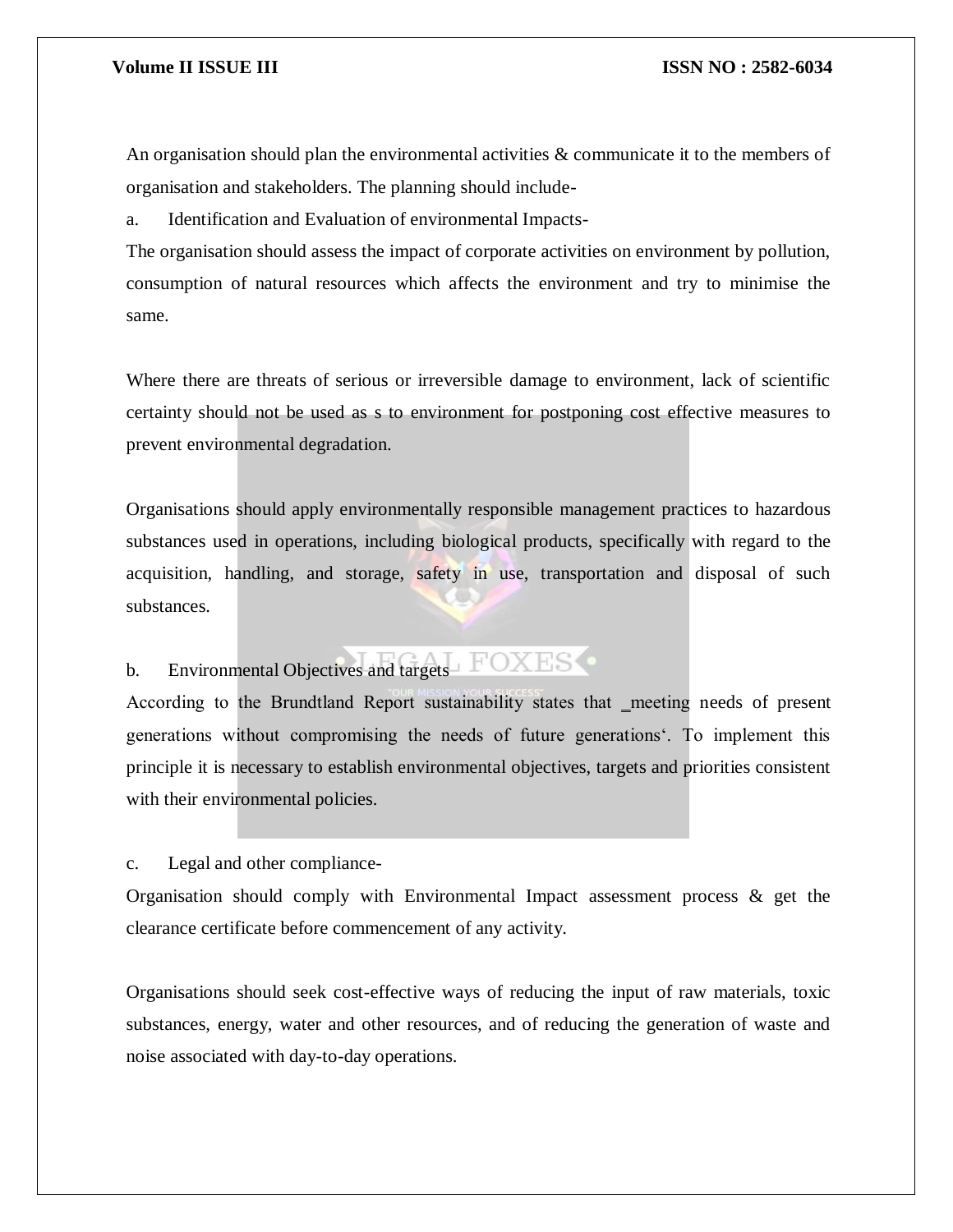An organisation should plan the environmental activities & communicate it to the members of organisation and stakeholders. The planning should include-

a. Identification and Evaluation of environmental Impacts-

The organisation should assess the impact of corporate activities on environment by pollution, consumption of natural resources which affects the environment and try to minimise the same.

Where there are threats of serious or irreversible damage to environment, lack of scientific certainty should not be used as s to environment for postponing cost effective measures to prevent environmental degradation.

Organisations should apply environmentally responsible management practices to hazardous substances used in operations, including biological products, specifically with regard to the acquisition, handling, and storage, safety in use, transportation and disposal of such substances.

b. Environmental Objectives and targets

According to the Brundtland Report sustainability states that _meeting needs of present generations without compromising the needs of future generations‘. To implement this principle it is necessary to establish environmental objectives, targets and priorities consistent with their environmental policies.

c. Legal and other compliance-

Organisation should comply with Environmental Impact assessment process & get the clearance certificate before commencement of any activity.

Organisations should seek cost-effective ways of reducing the input of raw materials, toxic substances, energy, water and other resources, and of reducing the generation of waste and noise associated with day-to-day operations.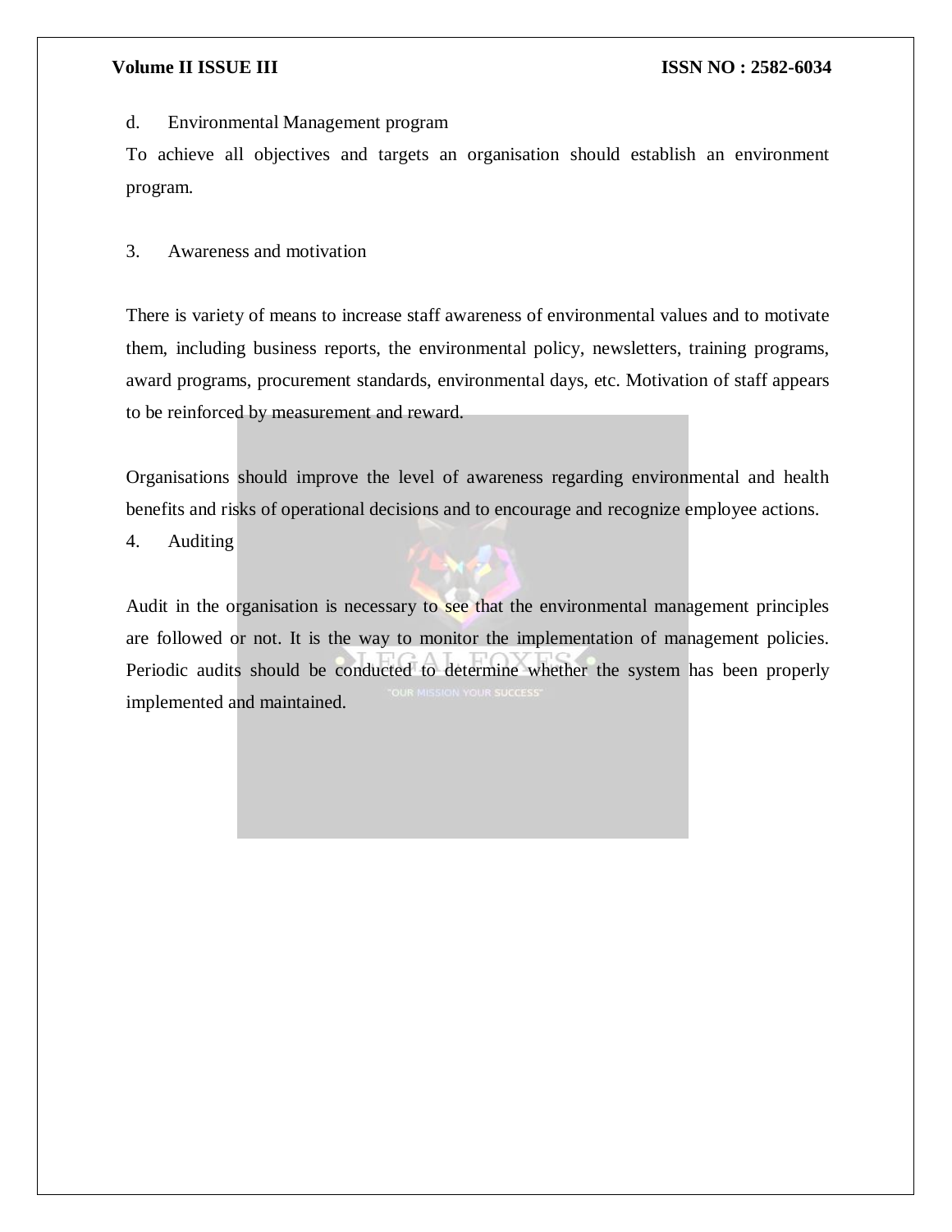d. Environmental Management program

To achieve all objectives and targets an organisation should establish an environment program.

3. Awareness and motivation

There is variety of means to increase staff awareness of environmental values and to motivate them, including business reports, the environmental policy, newsletters, training programs, award programs, procurement standards, environmental days, etc. Motivation of staff appears to be reinforced by measurement and reward.

Organisations should improve the level of awareness regarding environmental and health benefits and risks of operational decisions and to encourage and recognize employee actions.

4. Auditing

Audit in the organisation is necessary to see that the environmental management principles are followed or not. It is the way to monitor the implementation of management policies. Periodic audits should be conducted to determine whether the system has been properly implemented and maintained.